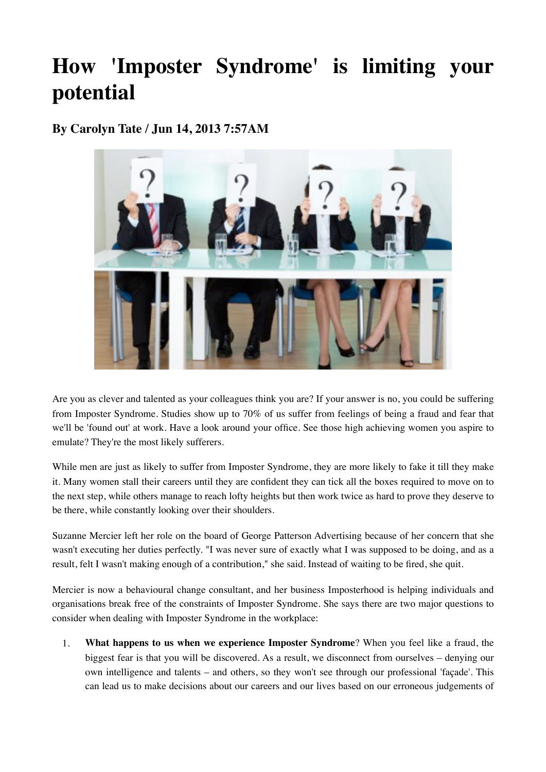# How 'Imposter Syndrome' is limiting your potential

**By Carolyn Tate / Jun 14, 2013 7:57AM**

Are you as clever and talented as your colleagues think you are? If your answer is no, you could be suffering from Imposter Syndrome. Studies show up to 70% of us suffer from feelings of being a fraud and fear that we'll be 'found out' at work. Have a look around your office. See those high achieving women you aspire to emulate? They're the most likely sufferers.

While men are just as likely to suffer from Imposter Syndrome, they are more likely to fake it till they make it. Many women stall their careers until they are confident they can tick all the boxes required to move on to the next step, while others manage to reach lofty heights but then work twice as hard to prove they deserve to be there, while constantly looking over their shoulders.

Suzanne Mercier left her role on the board of George Patterson Advertising because of her concern that she wasn't executing her duties perfectly. "I was never sure of exactly what I was supposed to be doing, and as a result, felt I wasn't making enough of a contribution," she said. Instead of waiting to be fired, she quit.

Mercier is now a behavioural change consultant, and her business Imposterhood is helping individuals and organisations break free of the constraints of Imposter Syndrome. She says there are two major questions to consider when dealing with Imposter Syndrome in the workplace:

1. **What happens to us when we experience Imposter Syndrome**? When you feel like a fraud, the biggest fear is that you will be discovered. As a result, we disconnect from ourselves – denying our own intelligence and talents – and others, so they won't see through our professional 'façade'. This can lead us to make decisions about our careers and our lives based on our erroneous judgements of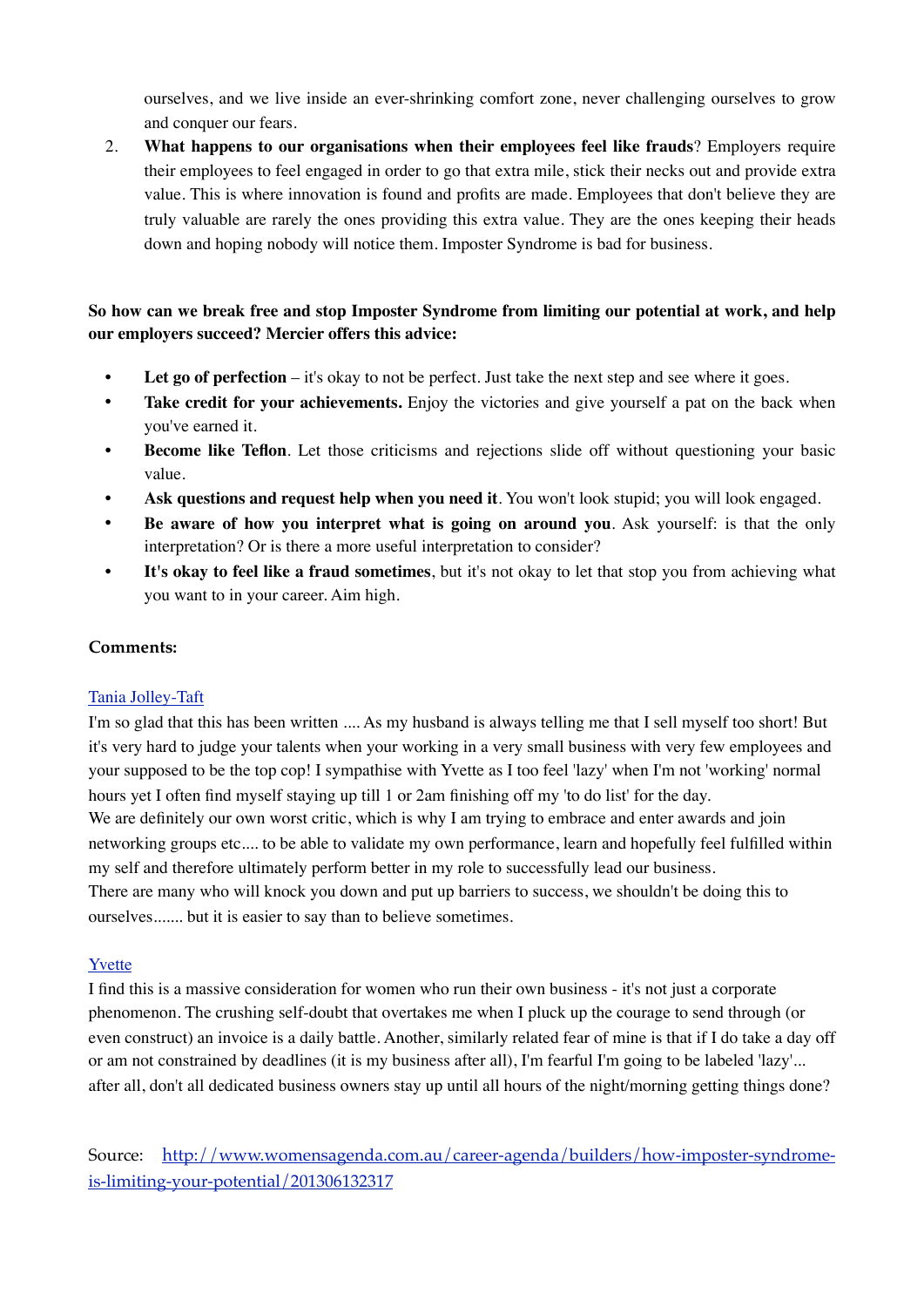ourselves, and we live inside an ever-shrinking comfort zone, never challenging ourselves to grow and conquer our fears.

2. **What happens to our organisations when their employees feel like frauds**? Employers require their employees to feel engaged in order to go that extra mile, stick their necks out and provide extra value. This is where innovation is found and profits are made. Employees that don't believe they are truly valuable are rarely the ones providing this extra value. They are the ones keeping their heads down and hoping nobody will notice them. Imposter Syndrome is bad for business.

**So how can we break free and stop Imposter Syndrome from limiting our potential at work, and help our employers succeed? Mercier offers this advice:**

- **Let go of perfection** – it's okay to not be perfect. Just take the next step and see where it goes.
- **Take credit for your achievements.** Enjoy the victories and give yourself a pat on the back when you've earned it.
- **Become like Teflon**. Let those criticisms and rejections slide off without questioning your basic value.
- **Ask questions and request help when you need it**. You won't look stupid; you will look engaged.
- **Be aware of how you interpret what is going on around you**. Ask yourself: is that the only interpretation? Or is there a more useful interpretation to consider?
- **It's okay to feel like a fraud sometimes**, but it's not okay to let that stop you from achieving what you want to in your career. Aim high.

**Comments:**

Tania Jolley-Taft

I'm so glad that this has been written .... As my husband is always telling me that I sell myself too short! But it's very hard to judge your talents when your working in a very small business with very few employees and your supposed to be the top cop! I sympathise with Yvette as I too feel 'lazy' when I'm not 'working' normal hours yet I often find myself staying up till 1 or 2am finishing off my 'to do list' for the day.
We are definitely our own worst critic, which is why I am trying to embrace and enter awards and join networking groups etc.... to be able to validate my own performance, learn and hopefully feel fulfilled within my self and therefore ultimately perform better in my role to successfully lead our business.
There are many who will knock you down and put up barriers to success, we shouldn't be doing this to ourselves....... but it is easier to say than to believe sometimes.

Yvette

I find this is a massive consideration for women who run their own business - it's not just a corporate phenomenon. The crushing self-doubt that overtakes me when I pluck up the courage to send through (or even construct) an invoice is a daily battle. Another, similarly related fear of mine is that if I do take a day off or am not constrained by deadlines (it is my business after all), I'm fearful I'm going to be labeled 'lazy'... after all, don't all dedicated business owners stay up until all hours of the night/morning getting things done?

Source: http://www.womensagenda.com.au/career-agenda/builders/how-imposter-syndrome-is-limiting-your-potential/201306132317